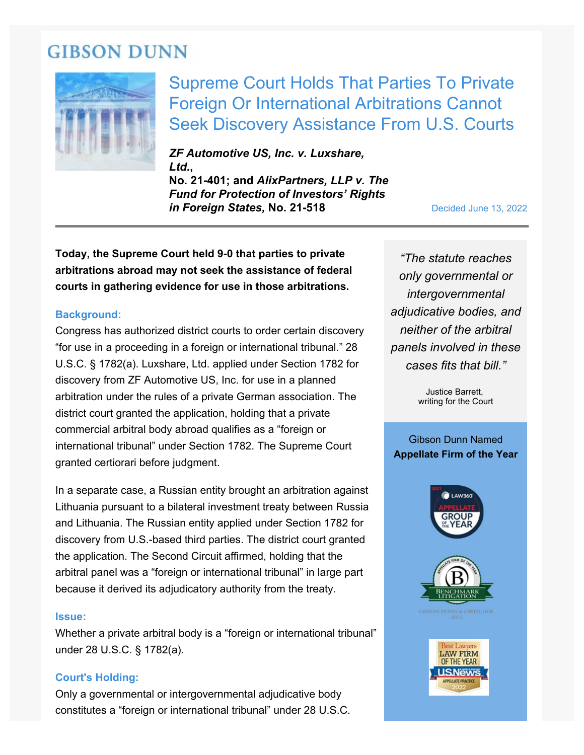GIBSON DUNN

# Supreme Court Holds That Parties To Private Foreign Or International Arbitrations Cannot Seek Discovery Assistance From U.S. Courts

***ZF Automotive US, Inc. v. Luxshare, Ltd.*, No. 21-401; and *AlixPartners, LLP v. The Fund for Protection of Investors' Rights in Foreign States*, No. 21-518**

Decided June 13, 2022

**Today, the Supreme Court held 9-0 that parties to private arbitrations abroad may not seek the assistance of federal courts in gathering evidence for use in those arbitrations.**

### Background:

Congress has authorized district courts to order certain discovery "for use in a proceeding in a foreign or international tribunal." 28 U.S.C. § 1782(a). Luxshare, Ltd. applied under Section 1782 for discovery from ZF Automotive US, Inc. for use in a planned arbitration under the rules of a private German association. The district court granted the application, holding that a private commercial arbitral body abroad qualifies as a "foreign or international tribunal" under Section 1782. The Supreme Court granted certiorari before judgment.

In a separate case, a Russian entity brought an arbitration against Lithuania pursuant to a bilateral investment treaty between Russia and Lithuania. The Russian entity applied under Section 1782 for discovery from U.S.-based third parties. The district court granted the application. The Second Circuit affirmed, holding that the arbitral panel was a "foreign or international tribunal" in large part because it derived its adjudicatory authority from the treaty.

*"The statute reaches only governmental or intergovernmental adjudicative bodies, and neither of the arbitral panels involved in these cases fits that bill."*

Justice Barrett, writing for the Court

Gibson Dunn Named **Appellate Firm of the Year**

### Issue:

Whether a private arbitral body is a "foreign or international tribunal" under 28 U.S.C. § 1782(a).

### Court's Holding:

Only a governmental or intergovernmental adjudicative body constitutes a "foreign or international tribunal" under 28 U.S.C.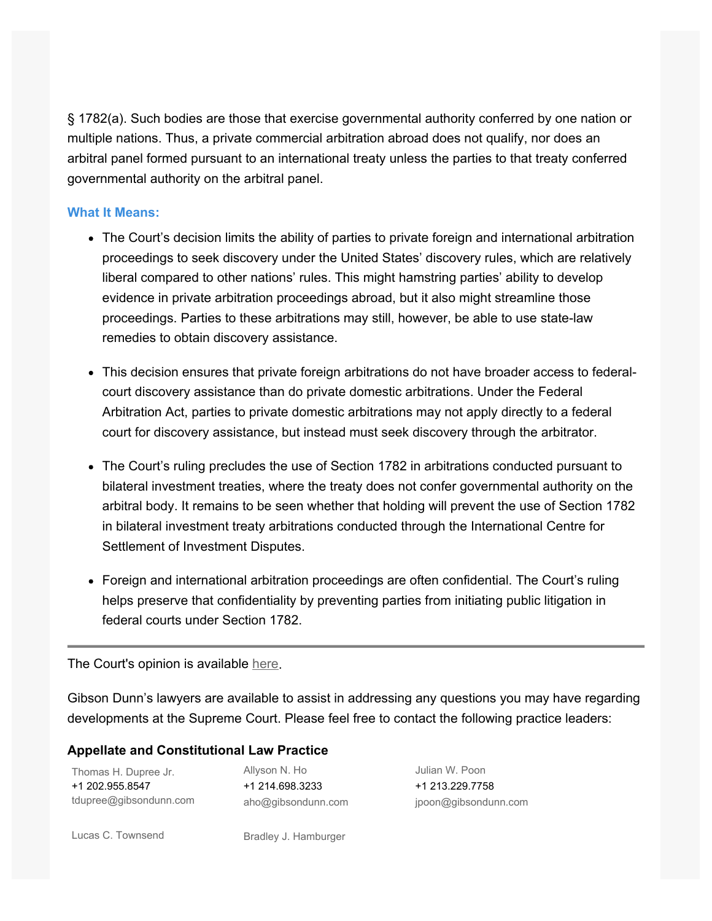§ 1782(a). Such bodies are those that exercise governmental authority conferred by one nation or multiple nations. Thus, a private commercial arbitration abroad does not qualify, nor does an arbitral panel formed pursuant to an international treaty unless the parties to that treaty conferred governmental authority on the arbitral panel.

**What It Means:**

- The Court's decision limits the ability of parties to private foreign and international arbitration proceedings to seek discovery under the United States' discovery rules, which are relatively liberal compared to other nations' rules. This might hamstring parties' ability to develop evidence in private arbitration proceedings abroad, but it also might streamline those proceedings. Parties to these arbitrations may still, however, be able to use state-law remedies to obtain discovery assistance.

- This decision ensures that private foreign arbitrations do not have broader access to federal-court discovery assistance than do private domestic arbitrations. Under the Federal Arbitration Act, parties to private domestic arbitrations may not apply directly to a federal court for discovery assistance, but instead must seek discovery through the arbitrator.

- The Court's ruling precludes the use of Section 1782 in arbitrations conducted pursuant to bilateral investment treaties, where the treaty does not confer governmental authority on the arbitral body. It remains to be seen whether that holding will prevent the use of Section 1782 in bilateral investment treaty arbitrations conducted through the International Centre for Settlement of Investment Disputes.

- Foreign and international arbitration proceedings are often confidential. The Court's ruling helps preserve that confidentiality by preventing parties from initiating public litigation in federal courts under Section 1782.

---

The Court's opinion is available here.

Gibson Dunn's lawyers are available to assist in addressing any questions you may have regarding developments at the Supreme Court. Please feel free to contact the following practice leaders:

**Appellate and Constitutional Law Practice**

Thomas H. Dupree Jr.
+1 202.955.8547
tdupree@gibsondunn.com

Allyson N. Ho
+1 214.698.3233
aho@gibsondunn.com

Julian W. Poon
+1 213.229.7758
jpoon@gibsondunn.com

Lucas C. Townsend

Bradley J. Hamburger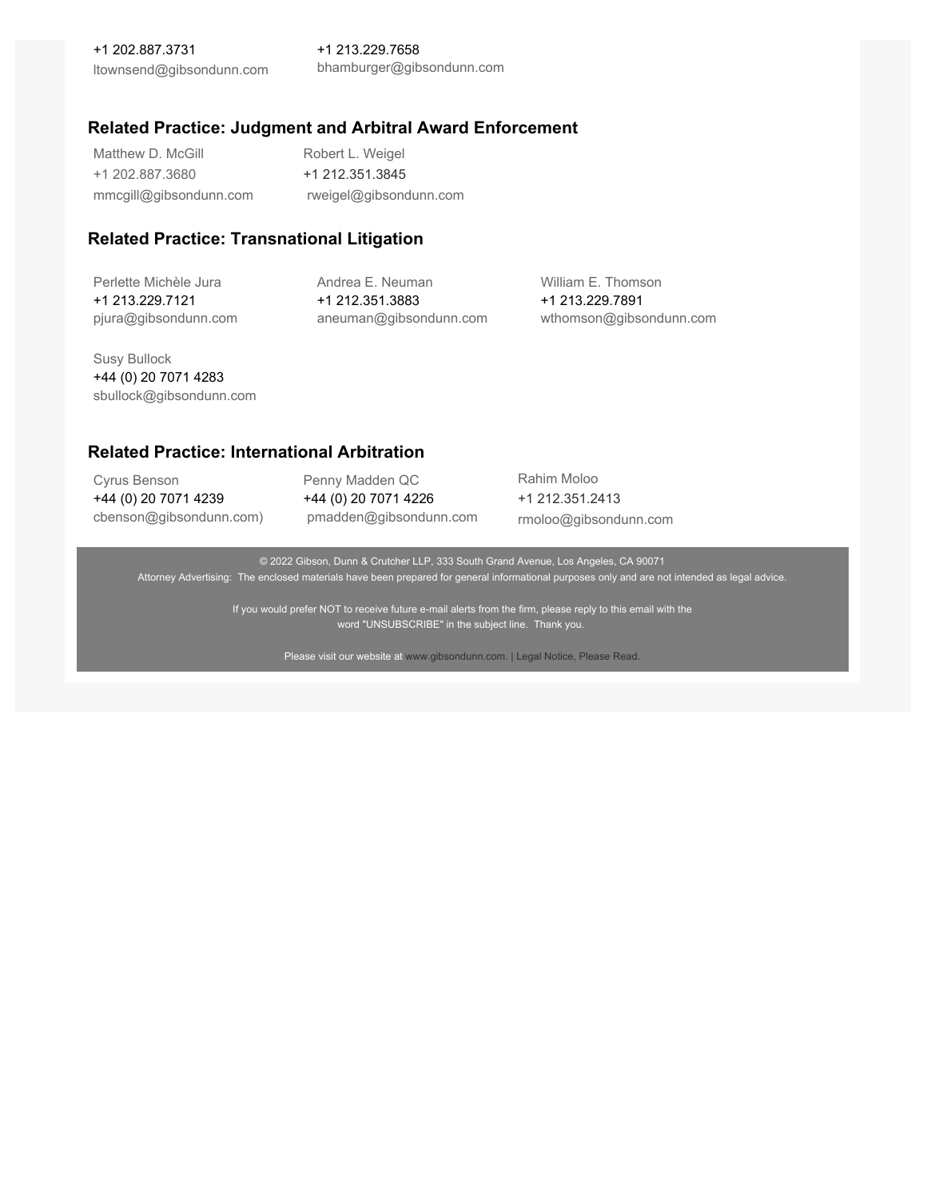+1 202.887.3731
ltownsend@gibsondunn.com

+1 213.229.7658
bhamburger@gibsondunn.com

## Related Practice: Judgment and Arbitral Award Enforcement

Matthew D. McGill
+1 202.887.3680
mmcgill@gibsondunn.com

Robert L. Weigel
+1 212.351.3845
rweigel@gibsondunn.com

## Related Practice: Transnational Litigation

Perlette Michèle Jura
+1 213.229.7121
pjura@gibsondunn.com

Andrea E. Neuman
+1 212.351.3883
aneuman@gibsondunn.com

William E. Thomson
+1 213.229.7891
wthomson@gibsondunn.com

Susy Bullock
+44 (0) 20 7071 4283
sbullock@gibsondunn.com

## Related Practice: International Arbitration

Cyrus Benson
+44 (0) 20 7071 4239
cbenson@gibsondunn.com)

Penny Madden QC
+44 (0) 20 7071 4226
pmadden@gibsondunn.com

Rahim Moloo
+1 212.351.2413
rmoloo@gibsondunn.com

© 2022 Gibson, Dunn & Crutcher LLP, 333 South Grand Avenue, Los Angeles, CA 90071
Attorney Advertising: The enclosed materials have been prepared for general informational purposes only and are not intended as legal advice.

If you would prefer NOT to receive future e-mail alerts from the firm, please reply to this email with the word "UNSUBSCRIBE" in the subject line. Thank you.

Please visit our website at www.gibsondunn.com. | Legal Notice, Please Read.